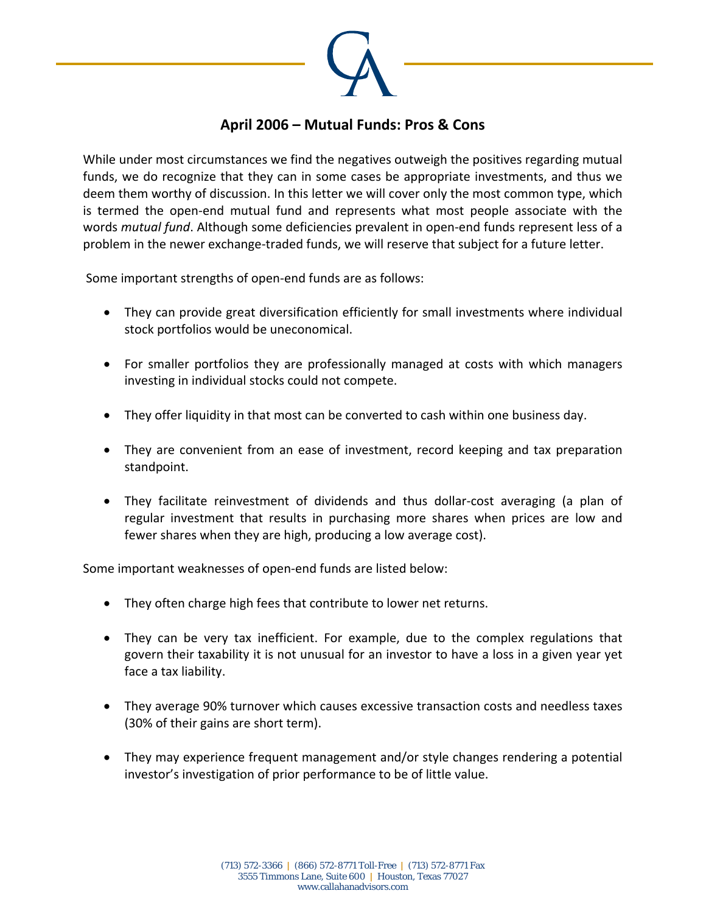# April 2006 – Mutual Funds: Pros & Cons

While under most circumstances we find the negatives outweigh the positives regarding mutual funds, we do recognize that they can in some cases be appropriate investments, and thus we deem them worthy of discussion. In this letter we will cover only the most common type, which is termed the open-end mutual fund and represents what most people associate with the words *mutual fund*. Although some deficiencies prevalent in open-end funds represent less of a problem in the newer exchange-traded funds, we will reserve that subject for a future letter.

Some important strengths of open-end funds are as follows:

- They can provide great diversification efficiently for small investments where individual stock portfolios would be uneconomical.
- For smaller portfolios they are professionally managed at costs with which managers investing in individual stocks could not compete.
- They offer liquidity in that most can be converted to cash within one business day.
- They are convenient from an ease of investment, record keeping and tax preparation standpoint.
- They facilitate reinvestment of dividends and thus dollar-cost averaging (a plan of regular investment that results in purchasing more shares when prices are low and fewer shares when they are high, producing a low average cost).

Some important weaknesses of open-end funds are listed below:

- They often charge high fees that contribute to lower net returns.
- They can be very tax inefficient. For example, due to the complex regulations that govern their taxability it is not unusual for an investor to have a loss in a given year yet face a tax liability.
- They average 90% turnover which causes excessive transaction costs and needless taxes (30% of their gains are short term).
- They may experience frequent management and/or style changes rendering a potential investor's investigation of prior performance to be of little value.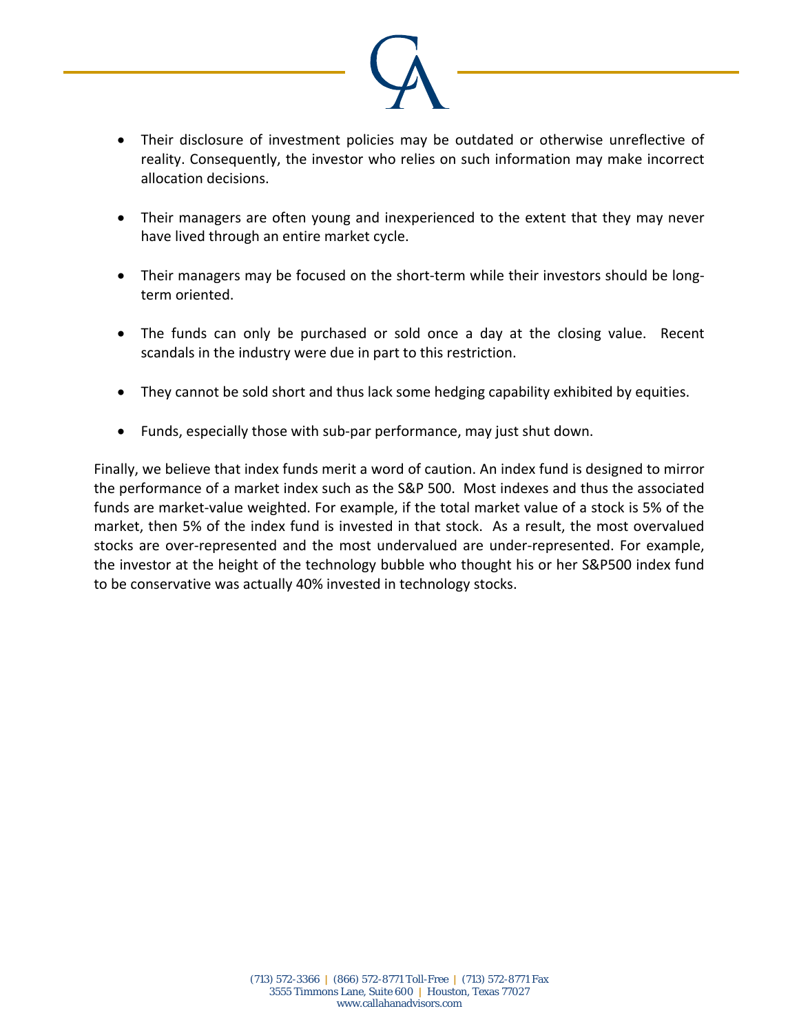- Their disclosure of investment policies may be outdated or otherwise unreflective of reality. Consequently, the investor who relies on such information may make incorrect allocation decisions.
- Their managers are often young and inexperienced to the extent that they may never have lived through an entire market cycle.
- Their managers may be focused on the short-term while their investors should be long-term oriented.
- The funds can only be purchased or sold once a day at the closing value. Recent scandals in the industry were due in part to this restriction.
- They cannot be sold short and thus lack some hedging capability exhibited by equities.
- Funds, especially those with sub-par performance, may just shut down.

Finally, we believe that index funds merit a word of caution. An index fund is designed to mirror the performance of a market index such as the S&P 500. Most indexes and thus the associated funds are market-value weighted. For example, if the total market value of a stock is 5% of the market, then 5% of the index fund is invested in that stock. As a result, the most overvalued stocks are over-represented and the most undervalued are under-represented. For example, the investor at the height of the technology bubble who thought his or her S&P500 index fund to be conservative was actually 40% invested in technology stocks.